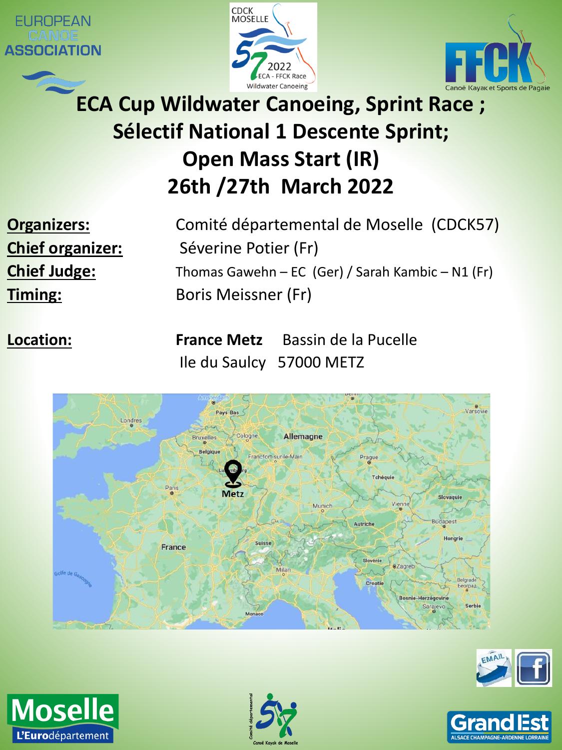# ECA Cup Wildwater Canoeing, Sprint Race ; Sélectif National 1 Descente Sprint; Open Mass Start (IR) 26th /27th March 2022

**Organizers:** Comité départemental de Moselle (CDCK57)

**Chief organizer:** Séverine Potier (Fr)

**Chief Judge:** Thomas Gawehn – EC (Ger) / Sarah Kambic – N1 (Fr)

**Timing:** Boris Meissner (Fr)

**Location:** **France Metz** Bassin de la Pucelle
Ile du Saulcy 57000 METZ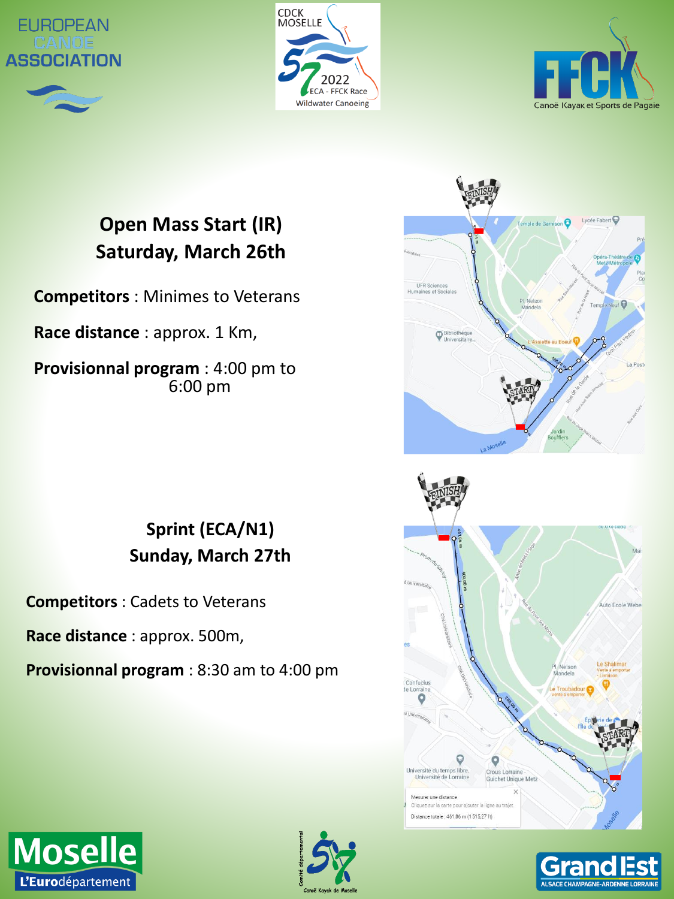## Open Mass Start (IR)
## Saturday, March 26th

**Competitors** : Minimes to Veterans

**Race distance** : approx. 1 Km,

**Provisionnal program** : 4:00 pm to 6:00 pm

## Sprint (ECA/N1)
## Sunday, March 27th

**Competitors** : Cadets to Veterans

**Race distance** : approx. 500m,

**Provisionnal program** : 8:30 am to 4:00 pm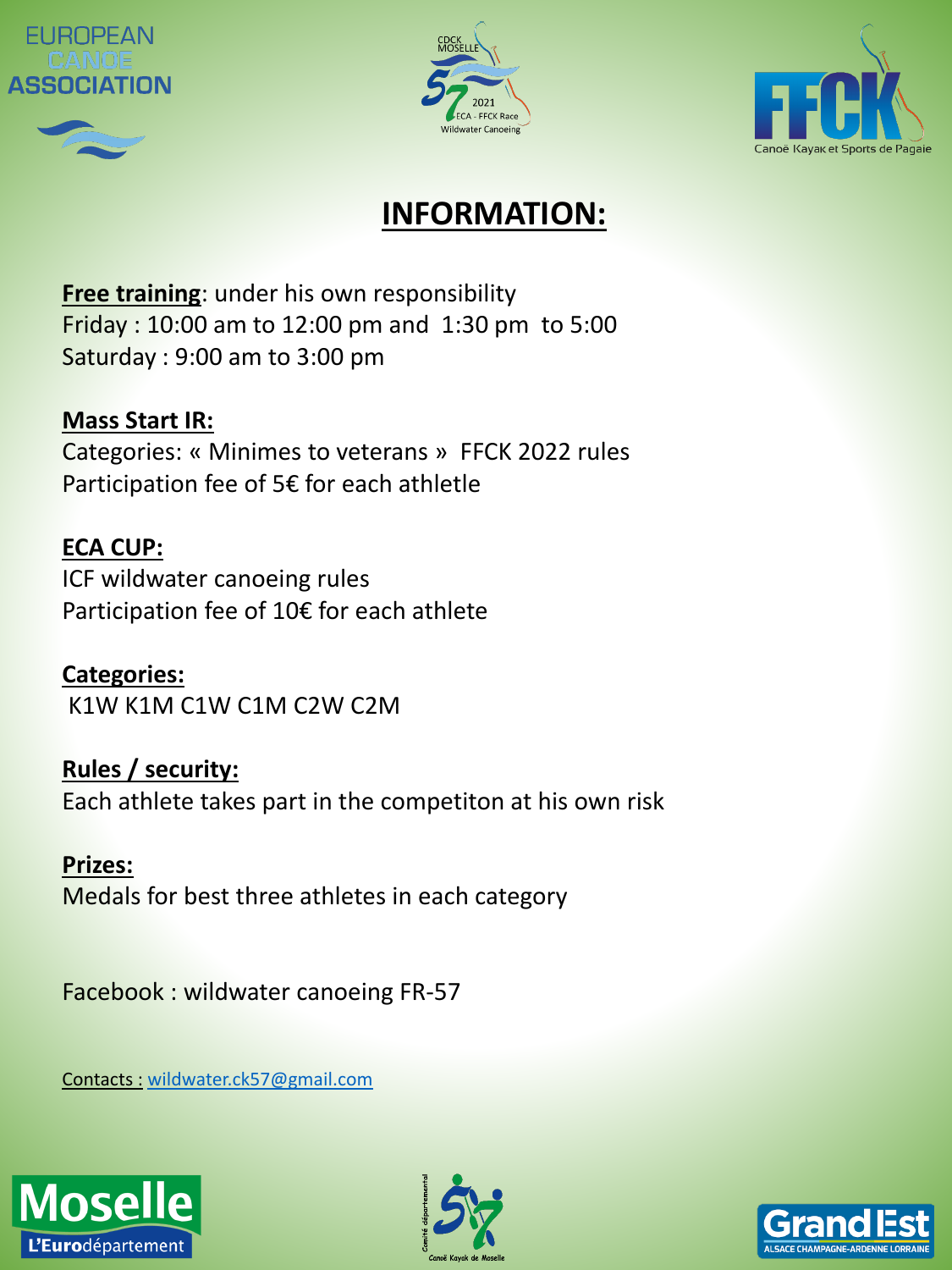# INFORMATION:

**Free training**: under his own responsibility
Friday : 10:00 am to 12:00 pm and 1:30 pm to 5:00
Saturday : 9:00 am to 3:00 pm

**Mass Start IR:**
Categories: « Minimes to veterans » FFCK 2022 rules
Participation fee of 5€ for each athletle

**ECA CUP:**
ICF wildwater canoeing rules
Participation fee of 10€ for each athlete

**Categories:**
K1W K1M C1W C1M C2W C2M

**Rules / security:**
Each athlete takes part in the competiton at his own risk

**Prizes:**
Medals for best three athletes in each category

Facebook : wildwater canoeing FR-57

Contacts : wildwater.ck57@gmail.com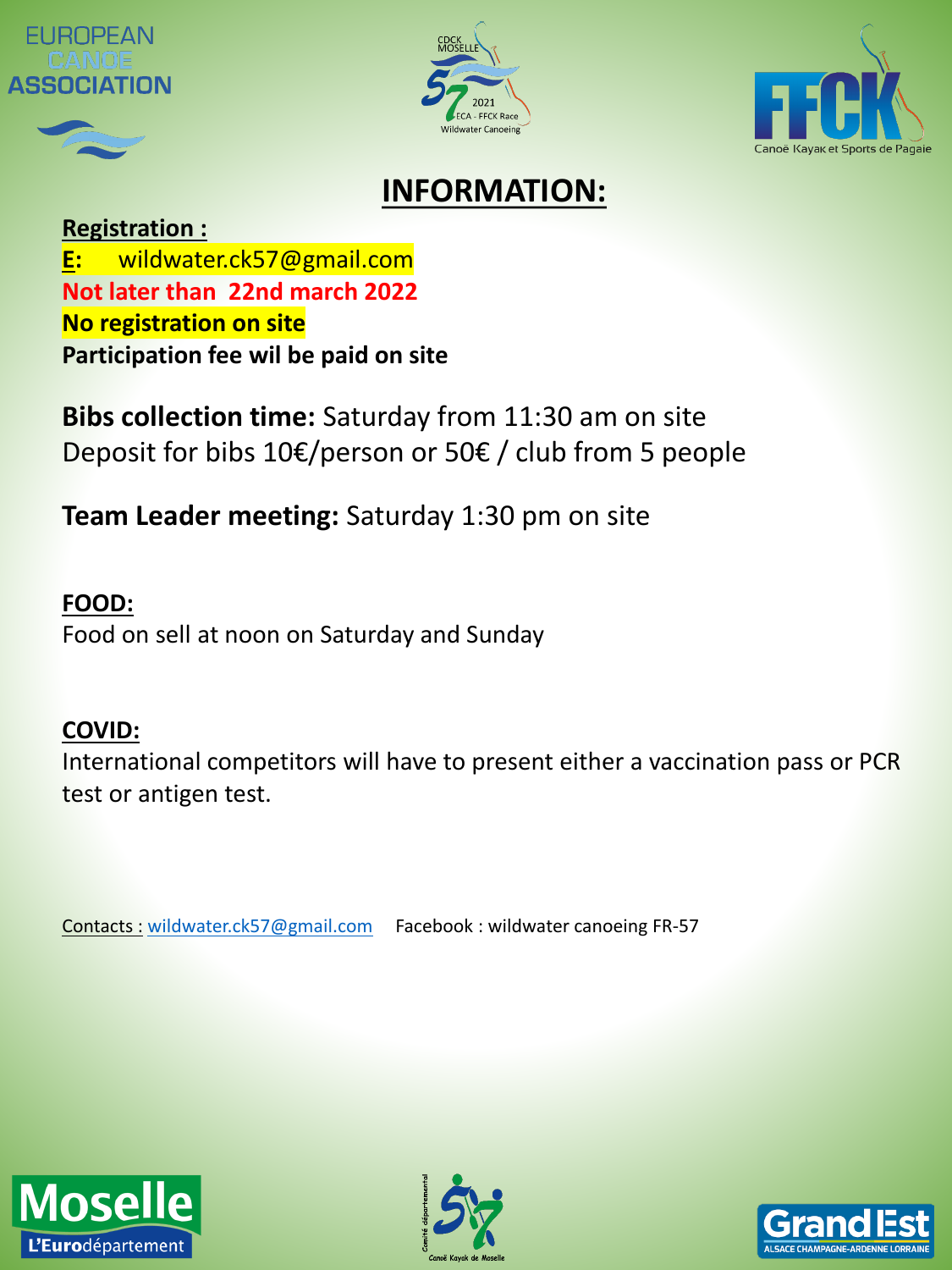# INFORMATION:

**Registration :**

**E:** wildwater.ck57@gmail.com

**Not later than 22nd march 2022**

**No registration on site**

**Participation fee wil be paid on site**

**Bibs collection time:** Saturday from 11:30 am on site
Deposit for bibs 10€/person or 50€ / club from 5 people

**Team Leader meeting:** Saturday 1:30 pm on site

**FOOD:**

Food on sell at noon on Saturday and Sunday

**COVID:**

International competitors will have to present either a vaccination pass or PCR test or antigen test.

Contacts : wildwater.ck57@gmail.com Facebook : wildwater canoeing FR-57